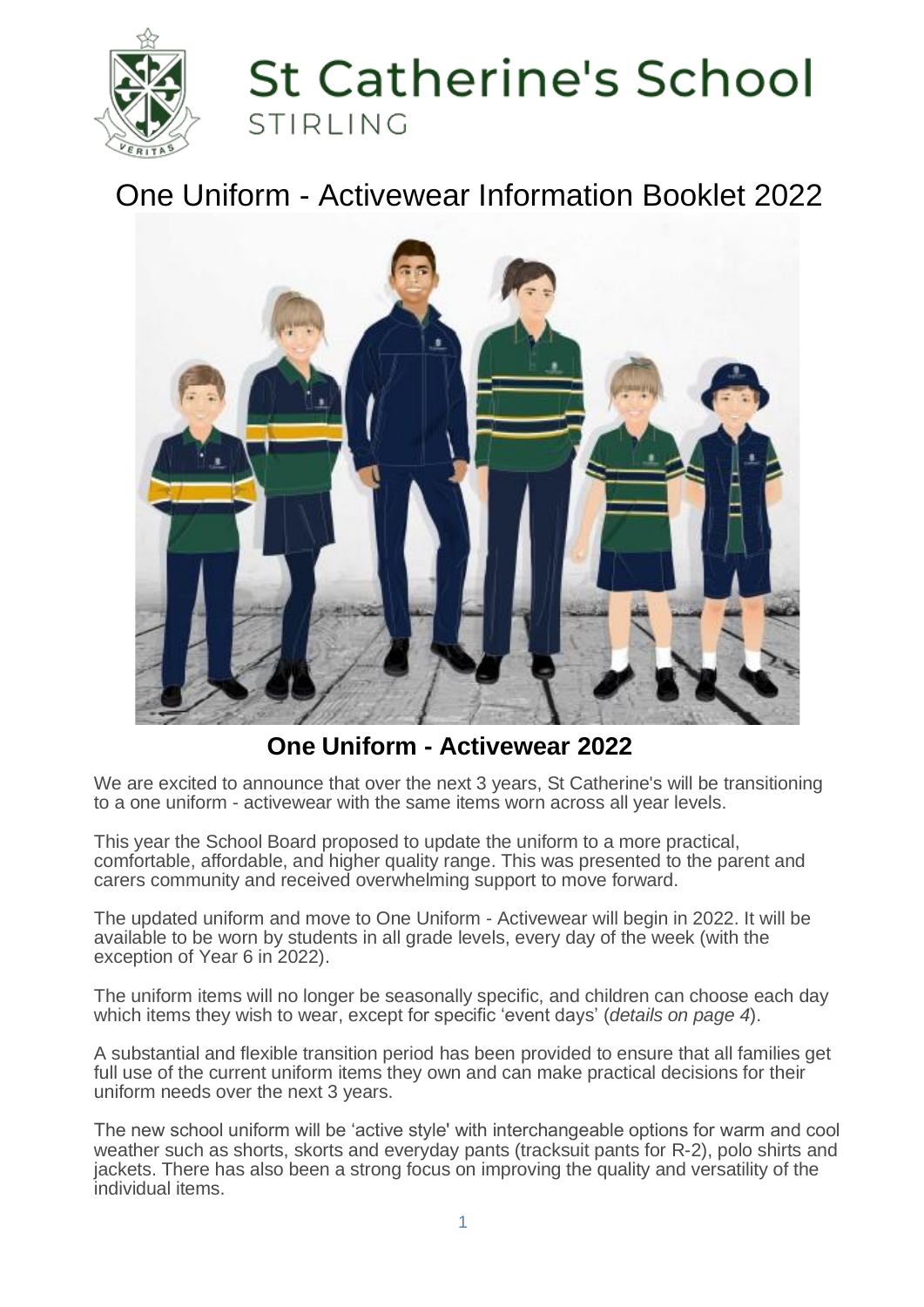# St Catherine's School

STIRLING

# One Uniform - Activewear Information Booklet 2022

## One Uniform - Activewear 2022

We are excited to announce that over the next 3 years, St Catherine's will be transitioning to a one uniform - activewear with the same items worn across all year levels.

This year the School Board proposed to update the uniform to a more practical, comfortable, affordable, and higher quality range. This was presented to the parent and carers community and received overwhelming support to move forward.

The updated uniform and move to One Uniform - Activewear will begin in 2022. It will be available to be worn by students in all grade levels, every day of the week (with the exception of Year 6 in 2022).

The uniform items will no longer be seasonally specific, and children can choose each day which items they wish to wear, except for specific 'event days' (*details on page 4*).

A substantial and flexible transition period has been provided to ensure that all families get full use of the current uniform items they own and can make practical decisions for their uniform needs over the next 3 years.

The new school uniform will be 'active style' with interchangeable options for warm and cool weather such as shorts, skorts and everyday pants (tracksuit pants for R-2), polo shirts and jackets. There has also been a strong focus on improving the quality and versatility of the individual items.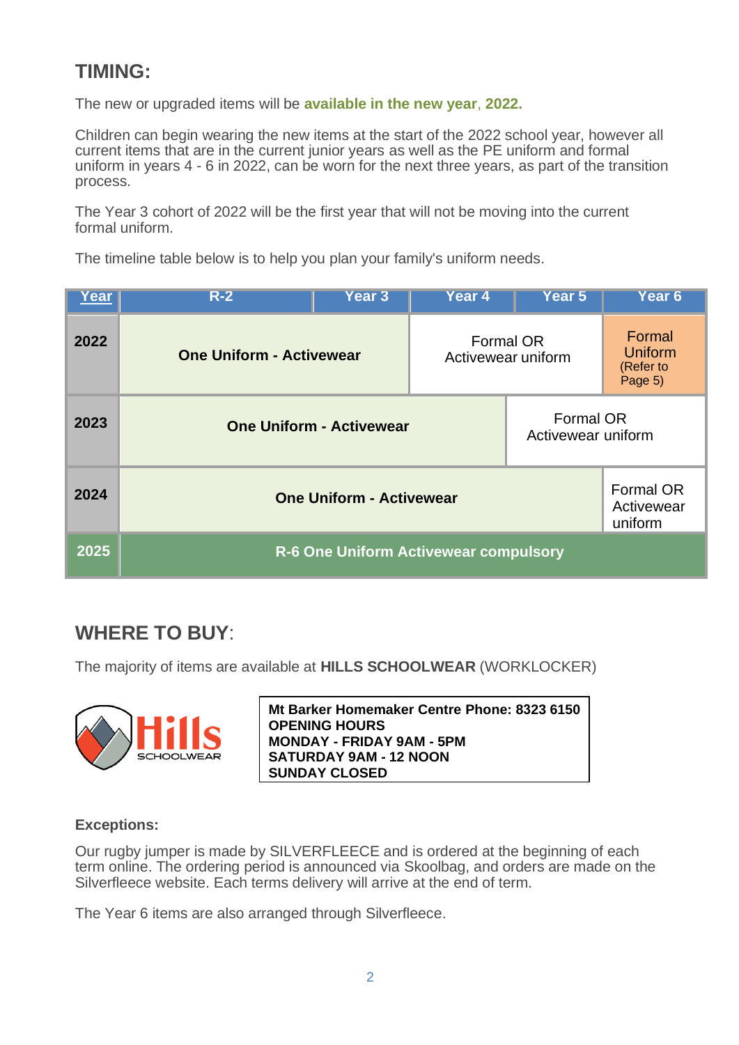## TIMING:

The new or upgraded items will be **available in the new year, 2022.**

Children can begin wearing the new items at the start of the 2022 school year, however all current items that are in the current junior years as well as the PE uniform and formal uniform in years 4 - 6 in 2022, can be worn for the next three years, as part of the transition process.

The Year 3 cohort of 2022 will be the first year that will not be moving into the current formal uniform.

The timeline table below is to help you plan your family's uniform needs.

| Year | R-2 | Year 3 | Year 4 | Year 5 | Year 6 |
|---|---|---|---|---|---|
| **2022** | **One Uniform - Activewear** | | Formal OR Activewear uniform | | Formal Uniform (Refer to Page 5) |
| **2023** | **One Uniform - Activewear** | | | Formal OR Activewear uniform | |
| **2024** | **One Uniform - Activewear** | | | | Formal OR Activewear uniform |
| **2025** | **R-6 One Uniform Activewear compulsory** | | | | |

## WHERE TO BUY:

The majority of items are available at **HILLS SCHOOLWEAR** (WORKLOCKER)

Hills SCHOOLWEAR

**Mt Barker Homemaker Centre Phone: 8323 6150**
**OPENING HOURS**
**MONDAY - FRIDAY 9AM - 5PM**
**SATURDAY 9AM - 12 NOON**
**SUNDAY CLOSED**

**Exceptions:**

Our rugby jumper is made by SILVERFLEECE and is ordered at the beginning of each term online. The ordering period is announced via Skoolbag, and orders are made on the Silverfleece website. Each terms delivery will arrive at the end of term.

The Year 6 items are also arranged through Silverfleece.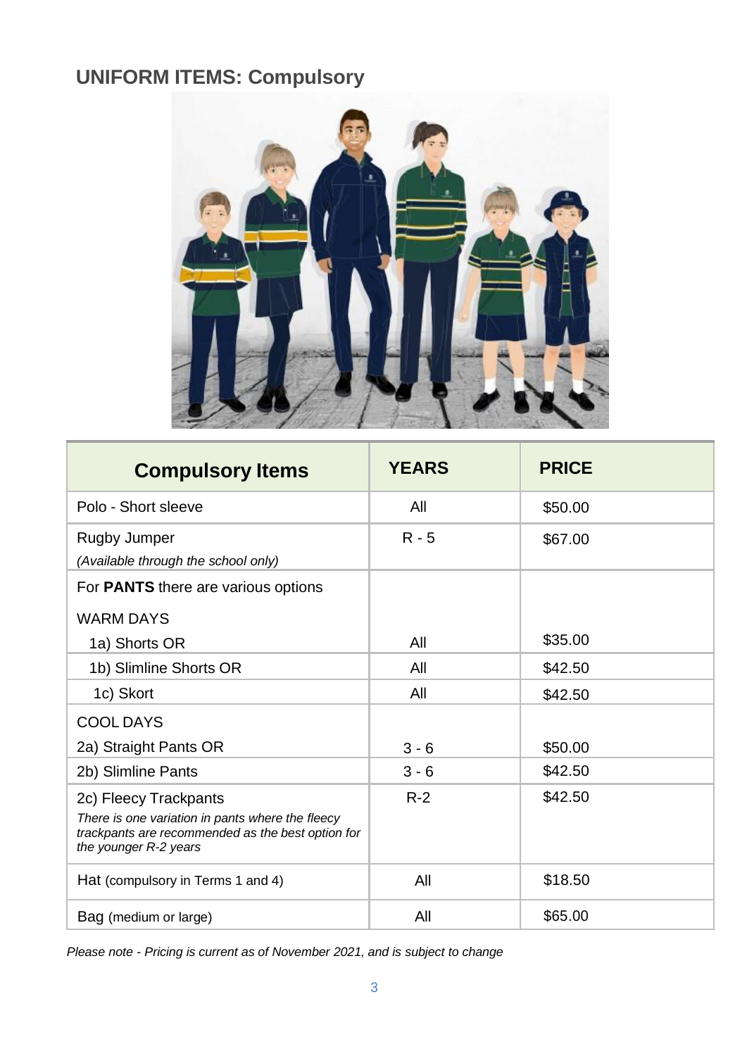## UNIFORM ITEMS: Compulsory

| Compulsory Items | YEARS | PRICE |
|---|---|---|
| Polo - Short sleeve | All | $50.00 |
| Rugby Jumper<br>*(Available through the school only)* | R - 5 | $67.00 |
| For **PANTS** there are various options<br><br>WARM DAYS<br>1a) Shorts OR | All | $35.00 |
| 1b) Slimline Shorts OR | All | $42.50 |
| 1c) Skort | All | $42.50 |
| COOL DAYS<br>2a) Straight Pants OR | 3 - 6 | $50.00 |
| 2b) Slimline Pants | 3 - 6 | $42.50 |
| 2c) Fleecy Trackpants<br>*There is one variation in pants where the fleecy trackpants are recommended as the best option for the younger R-2 years* | R-2 | $42.50 |
| Hat (compulsory in Terms 1 and 4) | All | $18.50 |
| Bag (medium or large) | All | $65.00 |

*Please note - Pricing is current as of November 2021, and is subject to change*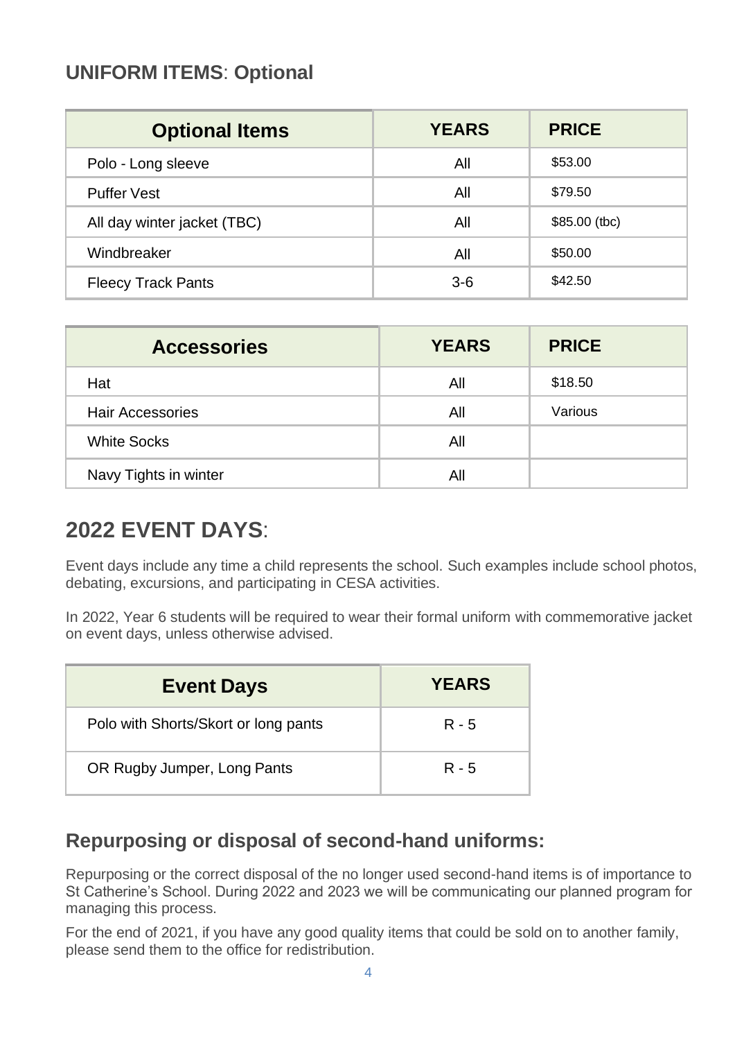## UNIFORM ITEMS: Optional

| Optional Items | YEARS | PRICE |
|---|---|---|
| Polo - Long sleeve | All | $53.00 |
| Puffer Vest | All | $79.50 |
| All day winter jacket (TBC) | All | $85.00 (tbc) |
| Windbreaker | All | $50.00 |
| Fleecy Track Pants | 3-6 | $42.50 |

| Accessories | YEARS | PRICE |
|---|---|---|
| Hat | All | $18.50 |
| Hair Accessories | All | Various |
| White Socks | All | |
| Navy Tights in winter | All | |

## 2022 EVENT DAYS:

Event days include any time a child represents the school. Such examples include school photos, debating, excursions, and participating in CESA activities.

In 2022, Year 6 students will be required to wear their formal uniform with commemorative jacket on event days, unless otherwise advised.

| Event Days | YEARS |
|---|---|
| Polo with Shorts/Skort or long pants | R - 5 |
| OR Rugby Jumper, Long Pants | R - 5 |

## Repurposing or disposal of second-hand uniforms:

Repurposing or the correct disposal of the no longer used second-hand items is of importance to St Catherine's School. During 2022 and 2023 we will be communicating our planned program for managing this process.

For the end of 2021, if you have any good quality items that could be sold on to another family, please send them to the office for redistribution.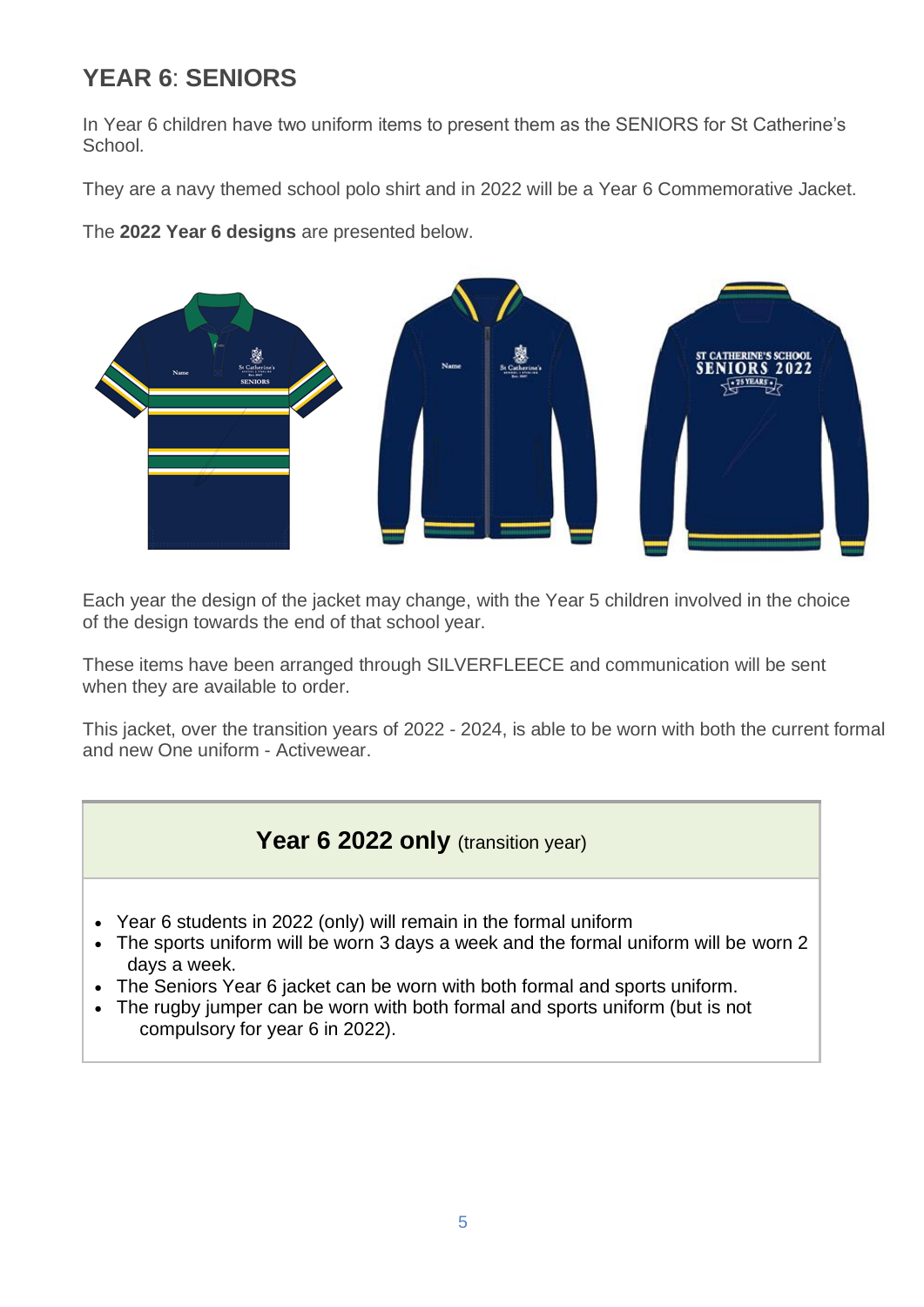## YEAR 6: SENIORS

In Year 6 children have two uniform items to present them as the SENIORS for St Catherine's School.

They are a navy themed school polo shirt and in 2022 will be a Year 6 Commemorative Jacket.

The **2022 Year 6 designs** are presented below.

Each year the design of the jacket may change, with the Year 5 children involved in the choice of the design towards the end of that school year.

These items have been arranged through SILVERFLEECE and communication will be sent when they are available to order.

This jacket, over the transition years of 2022 - 2024, is able to be worn with both the current formal and new One uniform - Activewear.

| **Year 6 2022 only** (transition year) |
|---|
| • Year 6 students in 2022 (only) will remain in the formal uniform<br>• The sports uniform will be worn 3 days a week and the formal uniform will be worn 2 days a week.<br>• The Seniors Year 6 jacket can be worn with both formal and sports uniform.<br>• The rugby jumper can be worn with both formal and sports uniform (but is not compulsory for year 6 in 2022). |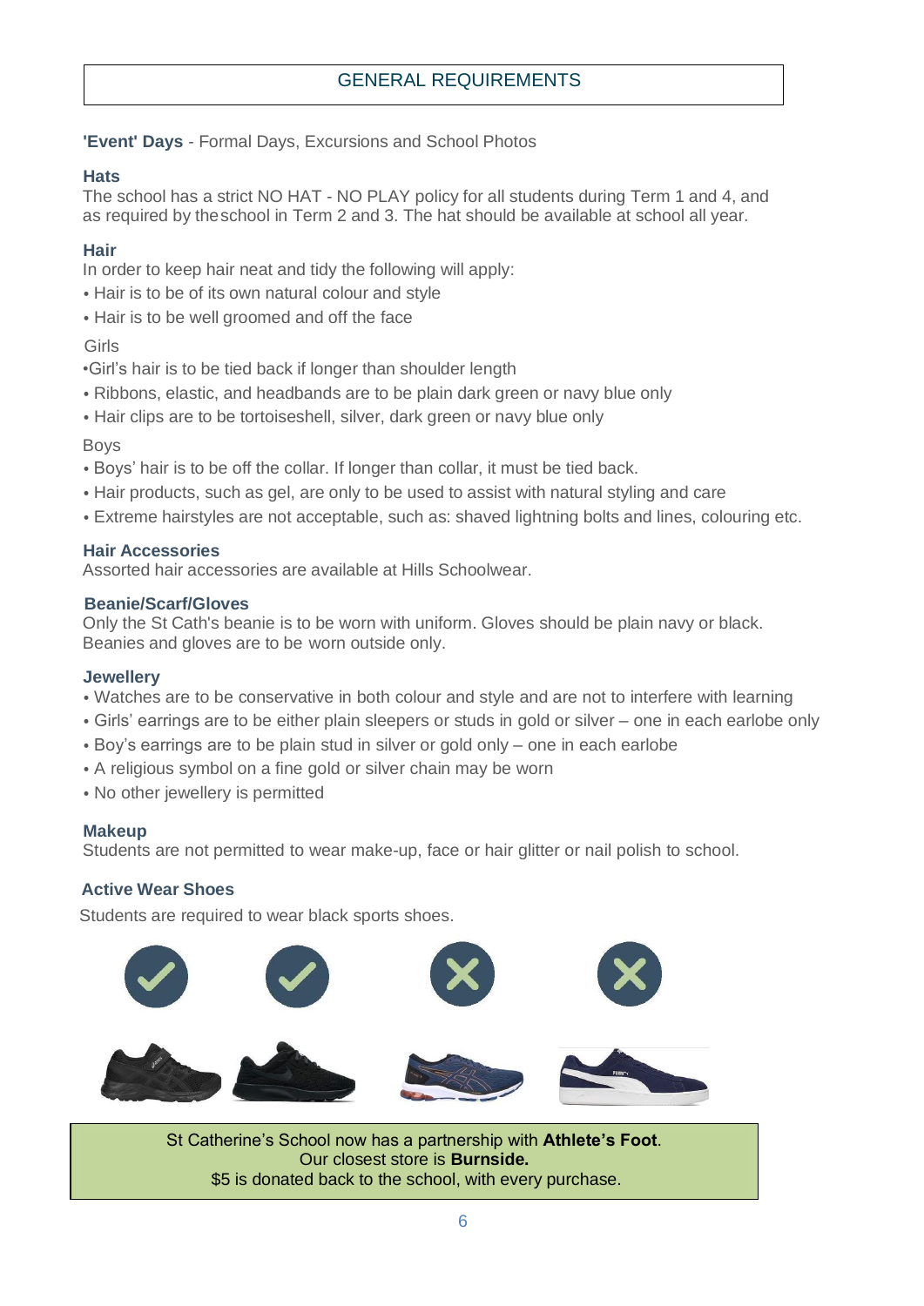## GENERAL REQUIREMENTS

**'Event' Days** - Formal Days, Excursions and School Photos

### Hats

The school has a strict NO HAT - NO PLAY policy for all students during Term 1 and 4, and as required by theschool in Term 2 and 3. The hat should be available at school all year.

### Hair

In order to keep hair neat and tidy the following will apply:

- Hair is to be of its own natural colour and style
- Hair is to be well groomed and off the face

Girls

- Girl's hair is to be tied back if longer than shoulder length
- Ribbons, elastic, and headbands are to be plain dark green or navy blue only
- Hair clips are to be tortoiseshell, silver, dark green or navy blue only

Boys

- Boys' hair is to be off the collar. If longer than collar, it must be tied back.
- Hair products, such as gel, are only to be used to assist with natural styling and care
- Extreme hairstyles are not acceptable, such as: shaved lightning bolts and lines, colouring etc.

### Hair Accessories

Assorted hair accessories are available at Hills Schoolwear.

### Beanie/Scarf/Gloves

Only the St Cath's beanie is to be worn with uniform. Gloves should be plain navy or black. Beanies and gloves are to be worn outside only.

### Jewellery

- Watches are to be conservative in both colour and style and are not to interfere with learning
- Girls' earrings are to be either plain sleepers or studs in gold or silver – one in each earlobe only
- Boy's earrings are to be plain stud in silver or gold only – one in each earlobe
- A religious symbol on a fine gold or silver chain may be worn
- No other jewellery is permitted

### Makeup

Students are not permitted to wear make-up, face or hair glitter or nail polish to school.

### Active Wear Shoes

Students are required to wear black sports shoes.

St Catherine's School now has a partnership with **Athlete's Foot**.
Our closest store is **Burnside.**
$5 is donated back to the school, with every purchase.